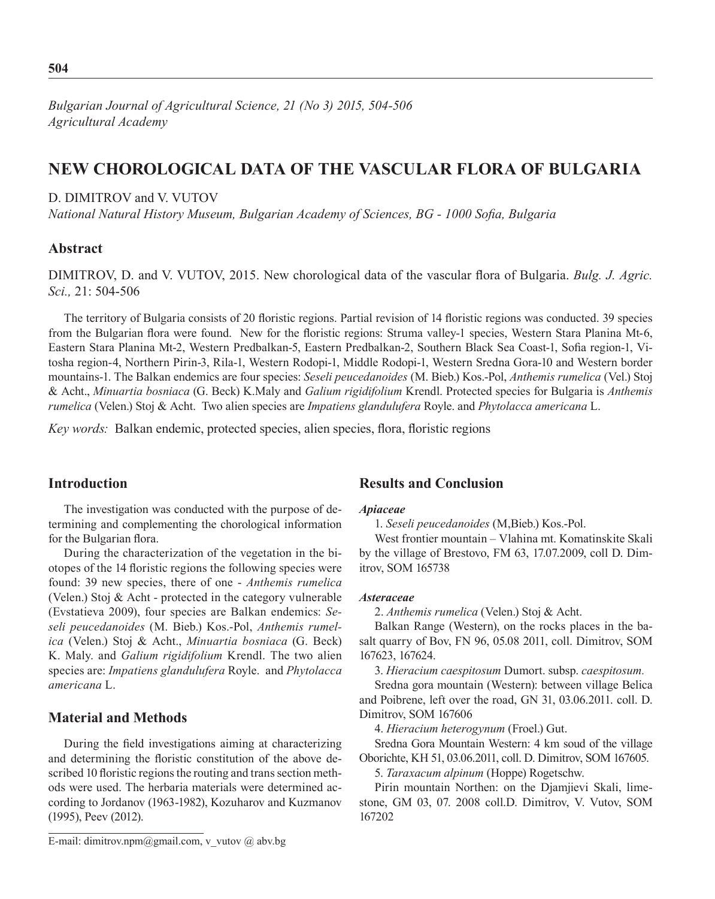*Bulgarian Journal of Agricultural Science, 21 (No 3) 2015, 504-506*
*Agricultural Academy*

# NEW CHOROLOGICAL DATA OF THE VASCULAR FLORA OF BULGARIA

D. DIMITROV and V. VUTOV

*National Natural History Museum, Bulgarian Academy of Sciences, BG - 1000 Sofia, Bulgaria*

## Abstract

DIMITROV, D. and V. VUTOV, 2015. New chorological data of the vascular flora of Bulgaria. *Bulg. J. Agric. Sci.,* 21: 504-506

The territory of Bulgaria consists of 20 floristic regions. Partial revision of 14 floristic regions was conducted. 39 species from the Bulgarian flora were found. New for the floristic regions: Struma valley-1 species, Western Stara Planina Mt-6, Eastern Stara Planina Mt-2, Western Predbalkan-5, Eastern Predbalkan-2, Southern Black Sea Coast-1, Sofia region-1, Vitosha region-4, Northern Pirin-3, Rila-1, Western Rodopi-1, Middle Rodopi-1, Western Sredna Gora-10 and Western border mountains-1. The Balkan endemics are four species: *Seseli peucedanoides* (M. Bieb.) Kos.-Pol, *Anthemis rumelica* (Vel.) Stoj & Acht., *Minuartia bosniaca* (G. Beck) K.Maly and *Galium rigidifolium* Krendl. Protected species for Bulgaria is *Anthemis rumelica* (Velen.) Stoj & Acht. Two alien species are *Impatiens glandulufera* Royle. and *Phytolacca americana* L.

*Key words:* Balkan endemic, protected species, alien species, flora, floristic regions

## Introduction

The investigation was conducted with the purpose of determining and complementing the chorological information for the Bulgarian flora.

During the characterization of the vegetation in the biotopes of the 14 floristic regions the following species were found: 39 new species, there of one - *Anthemis rumelica* (Velen.) Stoj & Acht - protected in the category vulnerable (Evstatieva 2009), four species are Balkan endemics: *Seseli peucedanoides* (M. Bieb.) Kos.-Pol, *Anthemis rumelica* (Velen.) Stoj & Acht., *Minuartia bosniaca* (G. Beck) K. Maly. and *Galium rigidifolium* Krendl. The two alien species are: *Impatiens glandulufera* Royle. and *Phytolacca americana* L.

## Material and Methods

During the field investigations aiming at characterizing and determining the floristic constitution of the above described 10 floristic regions the routing and trans section methods were used. The herbaria materials were determined according to Jordanov (1963-1982), Kozuharov and Kuzmanov (1995), Peev (2012).

E-mail: dimitrov.npm@gmail.com, v_vutov @ abv.bg

## Results and Conclusion

***Apiaceae***

1. *Seseli peucedanoides* (M,Bieb.) Kos.-Pol.

West frontier mountain – Vlahina mt. Komatinskite Skali by the village of Brestovo, FM 63, 17.07.2009, coll D. Dimitrov, SOM 165738

***Asteraceae***

2. *Anthemis rumelica* (Velen.) Stoj & Acht.

Balkan Range (Western), on the rocks places in the basalt quarry of Bov, FN 96, 05.08 2011, coll. Dimitrov, SOM 167623, 167624.

3. *Hieracium caespitosum* Dumort. subsp. *caespitosum.*

Sredna gora mountain (Western): between village Belica and Poibrene, left over the road, GN 31, 03.06.2011. coll. D. Dimitrov, SOM 167606

4. *Hieracium heterogynum* (Froel.) Gut.

Sredna Gora Mountain Western: 4 km soud of the village Oborichte, KH 51, 03.06.2011, coll. D. Dimitrov, SOM 167605.

5. *Taraxacum alpinum* (Hoppe) Rogetschw.

Pirin mountain Northen: on the Djamjievi Skali, limestone, GM 03, 07. 2008 coll.D. Dimitrov, V. Vutov, SOM 167202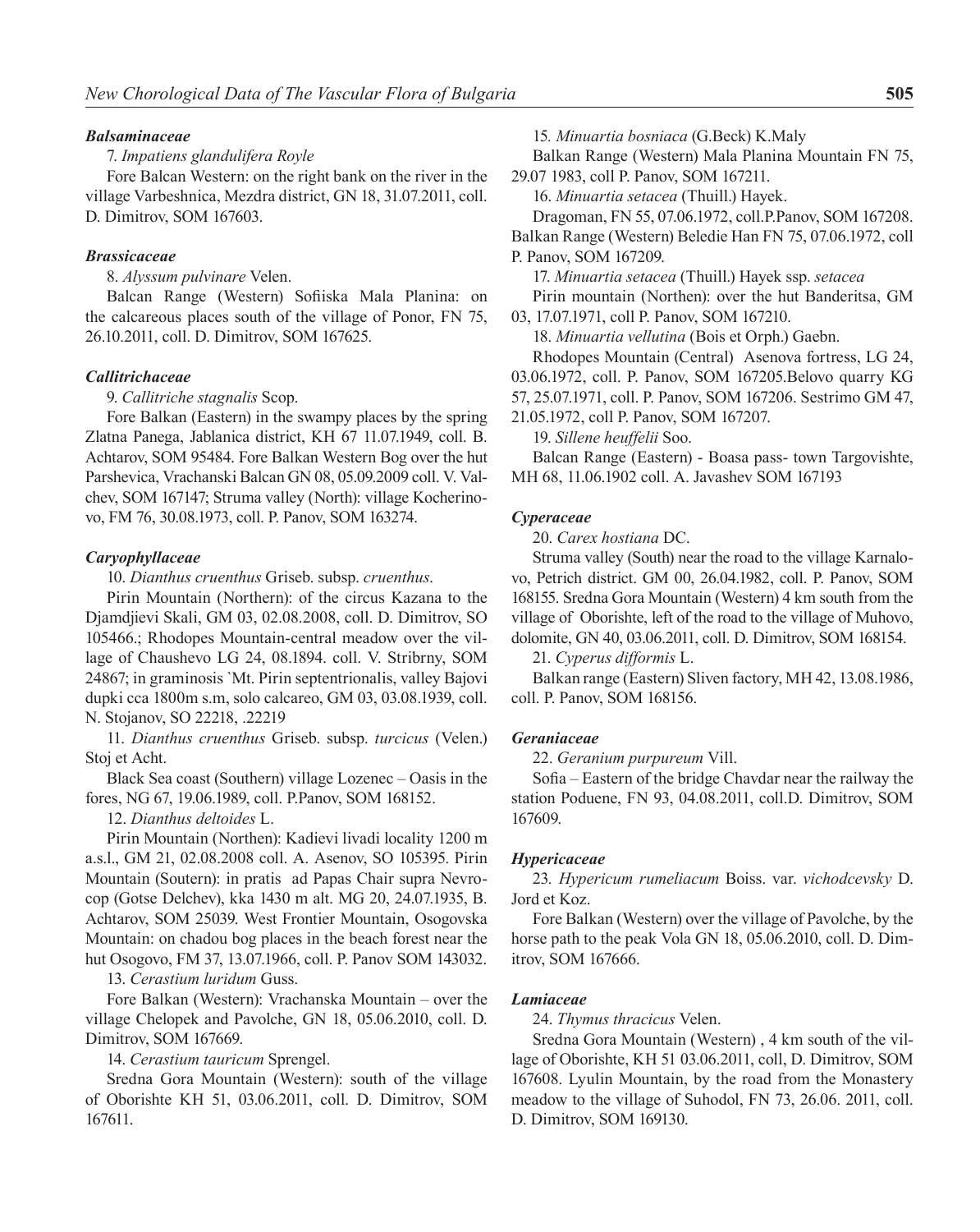### *Balsaminaceae*

7. *Impatiens glandulifera Royle*

Fore Balcan Western: on the right bank on the river in the village Varbeshnica, Mezdra district, GN 18, 31.07.2011, coll. D. Dimitrov, SOM 167603.

### *Brassicaceae*

8. *Alyssum pulvinare* Velen.

Balcan Range (Western) Sofiiska Mala Planina: on the calcareous places south of the village of Ponor, FN 75, 26.10.2011, coll. D. Dimitrov, SOM 167625.

### *Callitrichaceae*

9. *Callitriche stagnalis* Scop.

Fore Balkan (Eastern) in the swampy places by the spring Zlatna Panega, Jablanica district, KH 67 11.07.1949, coll. B. Achtarov, SOM 95484. Fore Balkan Western Bog over the hut Parshevica, Vrachanski Balcan GN 08, 05.09.2009 coll. V. Valchev, SOM 167147; Struma valley (North): village Kocherinovo, FM 76, 30.08.1973, coll. P. Panov, SOM 163274.

### *Caryophyllaceae*

10. *Dianthus cruenthus* Griseb. subsp. *cruenthus.*

Pirin Mountain (Northern): of the circus Kazana to the Djamdjievi Skali, GM 03, 02.08.2008, coll. D. Dimitrov, SO 105466.; Rhodopes Mountain-central meadow over the village of Chaushevo LG 24, 08.1894. coll. V. Stribrny, SOM 24867; in graminosis `Mt. Pirin septentrionalis, valley Bajovi dupki cca 1800m s.m, solo calcareo, GM 03, 03.08.1939, coll. N. Stojanov, SO 22218, .22219

11. *Dianthus cruenthus* Griseb. subsp. *turcicus* (Velen.) Stoj et Acht.

Black Sea coast (Southern) village Lozenec – Oasis in the fores, NG 67, 19.06.1989, coll. P.Panov, SOM 168152.

12. *Dianthus deltoides* L.

Pirin Mountain (Northen): Kadievi livadi locality 1200 m a.s.l., GM 21, 02.08.2008 coll. A. Asenov, SO 105395. Pirin Mountain (Soutern): in pratis ad Papas Chair supra Nevrocop (Gotse Delchev), kka 1430 m alt. MG 20, 24.07.1935, B. Achtarov, SOM 25039. West Frontier Mountain, Osogovska Mountain: on chadou bog places in the beach forest near the hut Osogovo, FM 37, 13.07.1966, coll. P. Panov SOM 143032.

13. *Cerastium luridum* Guss.

Fore Balkan (Western): Vrachanska Mountain – over the village Chelopek and Pavolche, GN 18, 05.06.2010, coll. D. Dimitrov, SOM 167669.

14. *Cerastium tauricum* Sprengel.

Sredna Gora Mountain (Western): south of the village of Oborishte KH 51, 03.06.2011, coll. D. Dimitrov, SOM 167611.

15. *Minuartia bosniaca* (G.Beck) K.Maly

Balkan Range (Western) Mala Planina Mountain FN 75, 29.07 1983, coll P. Panov, SOM 167211.

16. *Minuartia setacea* (Thuill.) Hayek.

Dragoman, FN 55, 07.06.1972, coll.P.Panov, SOM 167208. Balkan Range (Western) Beledie Han FN 75, 07.06.1972, coll P. Panov, SOM 167209.

17. *Minuartia setacea* (Thuill.) Hayek ssp. *setacea*

Pirin mountain (Northen): over the hut Banderitsa, GM 03, 17.07.1971, coll P. Panov, SOM 167210.

18. *Minuartia vellutina* (Bois et Orph.) Gaebn.

Rhodopes Mountain (Central) Asenova fortress, LG 24, 03.06.1972, coll. P. Panov, SOM 167205.Belovo quarry KG 57, 25.07.1971, coll. P. Panov, SOM 167206. Sestrimo GM 47, 21.05.1972, coll P. Panov, SOM 167207.

19. *Sillene heuffelii* Soo.

Balcan Range (Eastern) - Boasa pass- town Targovishte, MH 68, 11.06.1902 coll. A. Javashev SOM 167193

### *Cyperaceae*

20. *Carex hostiana* DC.

Struma valley (South) near the road to the village Karnalovo, Petrich district. GM 00, 26.04.1982, coll. P. Panov, SOM 168155. Sredna Gora Mountain (Western) 4 km south from the village of Oborishte, left of the road to the village of Muhovo, dolomite, GN 40, 03.06.2011, coll. D. Dimitrov, SOM 168154.

21. *Cyperus difformis* L.

Balkan range (Eastern) Sliven factory, MH 42, 13.08.1986, coll. P. Panov, SOM 168156.

### *Geraniaceae*

22. *Geranium purpureum* Vill.

Sofia – Eastern of the bridge Chavdar near the railway the station Poduene, FN 93, 04.08.2011, coll.D. Dimitrov, SOM 167609.

### *Hypericaceae*

23. *Hypericum rumeliacum* Boiss. var. *vichodcevsky* D. Jord et Koz.

Fore Balkan (Western) over the village of Pavolche, by the horse path to the peak Vola GN 18, 05.06.2010, coll. D. Dimitrov, SOM 167666.

### *Lamiaceae*

24. *Thymus thracicus* Velen.

Sredna Gora Mountain (Western) , 4 km south of the village of Oborishte, KH 51 03.06.2011, coll, D. Dimitrov, SOM 167608. Lyulin Mountain, by the road from the Monastery meadow to the village of Suhodol, FN 73, 26.06. 2011, coll. D. Dimitrov, SOM 169130.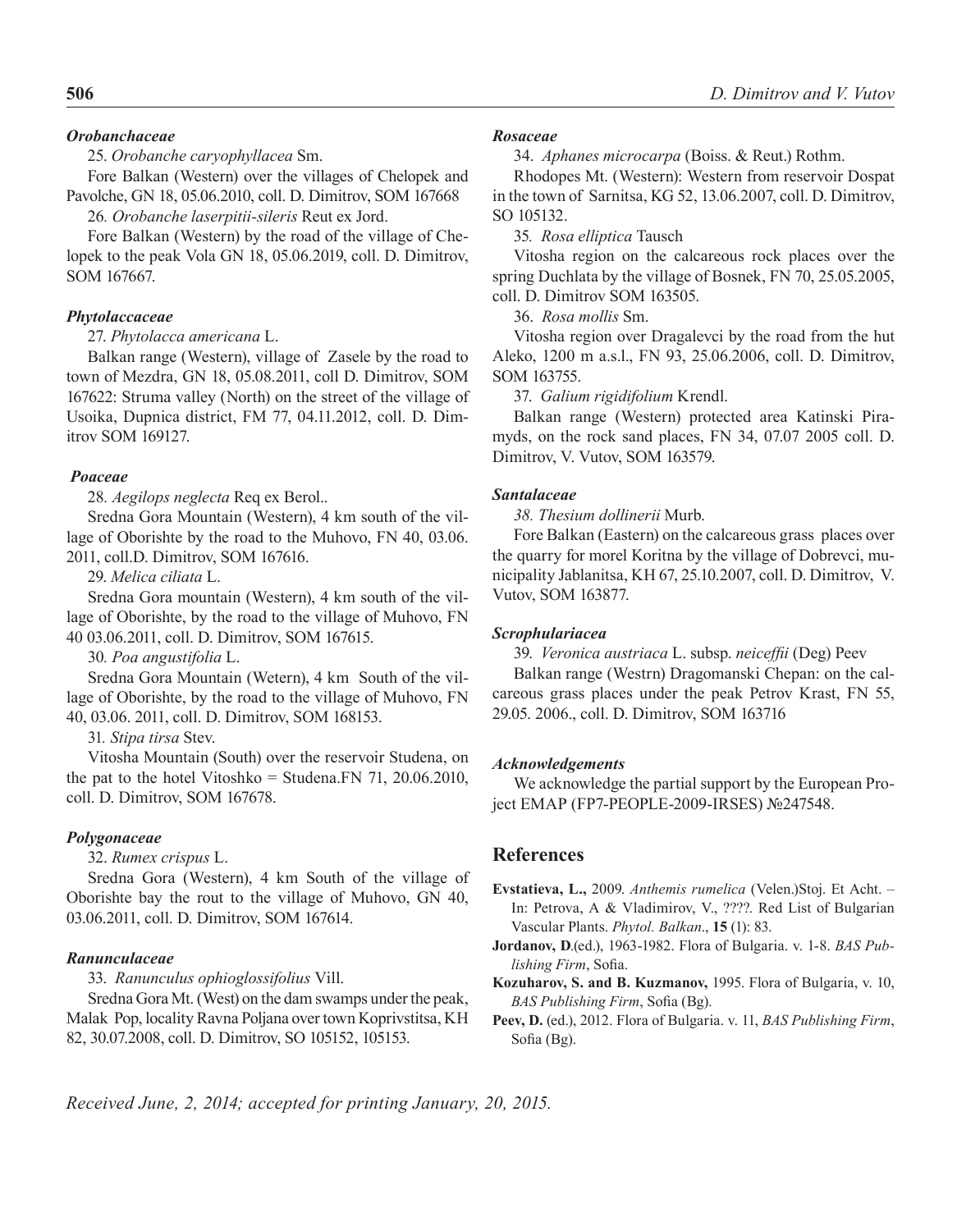### *Orobanchaceae*

25. *Orobanche caryophyllacea* Sm.

Fore Balkan (Western) over the villages of Chelopek and Pavolche, GN 18, 05.06.2010, coll. D. Dimitrov, SOM 167668

26. *Orobanche laserpitii-sileris* Reut ex Jord.

Fore Balkan (Western) by the road of the village of Chelopek to the peak Vola GN 18, 05.06.2019, coll. D. Dimitrov, SOM 167667.

### *Phytolaccaceae*

27. *Phytolacca americana* L.

Balkan range (Western), village of Zasele by the road to town of Mezdra, GN 18, 05.08.2011, coll D. Dimitrov, SOM 167622: Struma valley (North) on the street of the village of Usoika, Dupnica district, FM 77, 04.11.2012, coll. D. Dimitrov SOM 169127.

### *Poaceae*

28. *Aegilops neglecta* Req ex Berol..

Sredna Gora Mountain (Western), 4 km south of the village of Oborishte by the road to the Muhovo, FN 40, 03.06. 2011, coll.D. Dimitrov, SOM 167616.

29. *Melica ciliata* L.

Sredna Gora mountain (Western), 4 km south of the village of Oborishte, by the road to the village of Muhovo, FN 40 03.06.2011, coll. D. Dimitrov, SOM 167615.

30. *Poa angustifolia* L.

Sredna Gora Mountain (Wetern), 4 km South of the village of Oborishte, by the road to the village of Muhovo, FN 40, 03.06. 2011, coll. D. Dimitrov, SOM 168153.

31. *Stipa tirsa* Stev.

Vitosha Mountain (South) over the reservoir Studena, on the pat to the hotel Vitoshko = Studena.FN 71, 20.06.2010, coll. D. Dimitrov, SOM 167678.

### *Polygonaceae*

32. *Rumex crispus* L.

Sredna Gora (Western), 4 km South of the village of Oborishte bay the rout to the village of Muhovo, GN 40, 03.06.2011, coll. D. Dimitrov, SOM 167614.

### *Ranunculaceae*

33. *Ranunculus ophioglossifolius* Vill.

Sredna Gora Mt. (West) on the dam swamps under the peak, Malak Pop, locality Ravna Poljana over town Koprivstitsa, KH 82, 30.07.2008, coll. D. Dimitrov, SO 105152, 105153.

### *Rosaceae*

34. *Aphanes microcarpa* (Boiss. & Reut.) Rothm.

Rhodopes Mt. (Western): Western from reservoir Dospat in the town of Sarnitsa, KG 52, 13.06.2007, coll. D. Dimitrov, SO 105132.

35. *Rosa elliptica* Tausch

Vitosha region on the calcareous rock places over the spring Duchlata by the village of Bosnek, FN 70, 25.05.2005, coll. D. Dimitrov SOM 163505.

36. *Rosa mollis* Sm.

Vitosha region over Dragalevci by the road from the hut Aleko, 1200 m a.s.l., FN 93, 25.06.2006, coll. D. Dimitrov, SOM 163755.

37. *Galium rigidifolium* Krendl.

Balkan range (Western) protected area Katinski Piramyds, on the rock sand places, FN 34, 07.07 2005 coll. D. Dimitrov, V. Vutov, SOM 163579.

### *Santalaceae*

*38. Thesium dollinerii* Murb.

Fore Balkan (Eastern) on the calcareous grass places over the quarry for morel Koritna by the village of Dobrevci, municipality Jablanitsa, KH 67, 25.10.2007, coll. D. Dimitrov, V. Vutov, SOM 163877.

### *Scrophulariacea*

39. *Veronica austriaca* L. subsp. *neiceffii* (Deg) Peev

Balkan range (Westrn) Dragomanski Chepan: on the calcareous grass places under the peak Petrov Krast, FN 55, 29.05. 2006., coll. D. Dimitrov, SOM 163716

### *Acknowledgements*

We acknowledge the partial support by the European Project EMAP (FP7-PEOPLE-2009-IRSES) №247548.

## References

**Evstatieva, L.,** 2009. *Anthemis rumelica* (Velen.)Stoj. Et Acht. – In: Petrova, A & Vladimirov, V., ????. Red List of Bulgarian Vascular Plants. *Phytol. Balkan*., **15** (1): 83.

**Jordanov, D**.(ed.), 1963-1982. Flora of Bulgaria. v. 1-8. *BAS Publishing Firm*, Sofia.

**Kozuharov, S. and B. Kuzmanov,** 1995. Flora of Bulgaria, v. 10, *BAS Publishing Firm*, Sofia (Bg).

**Peev, D.** (ed.), 2012. Flora of Bulgaria. v. 11, *BAS Publishing Firm*, Sofia (Bg).

*Received June, 2, 2014; accepted for printing January, 20, 2015.*